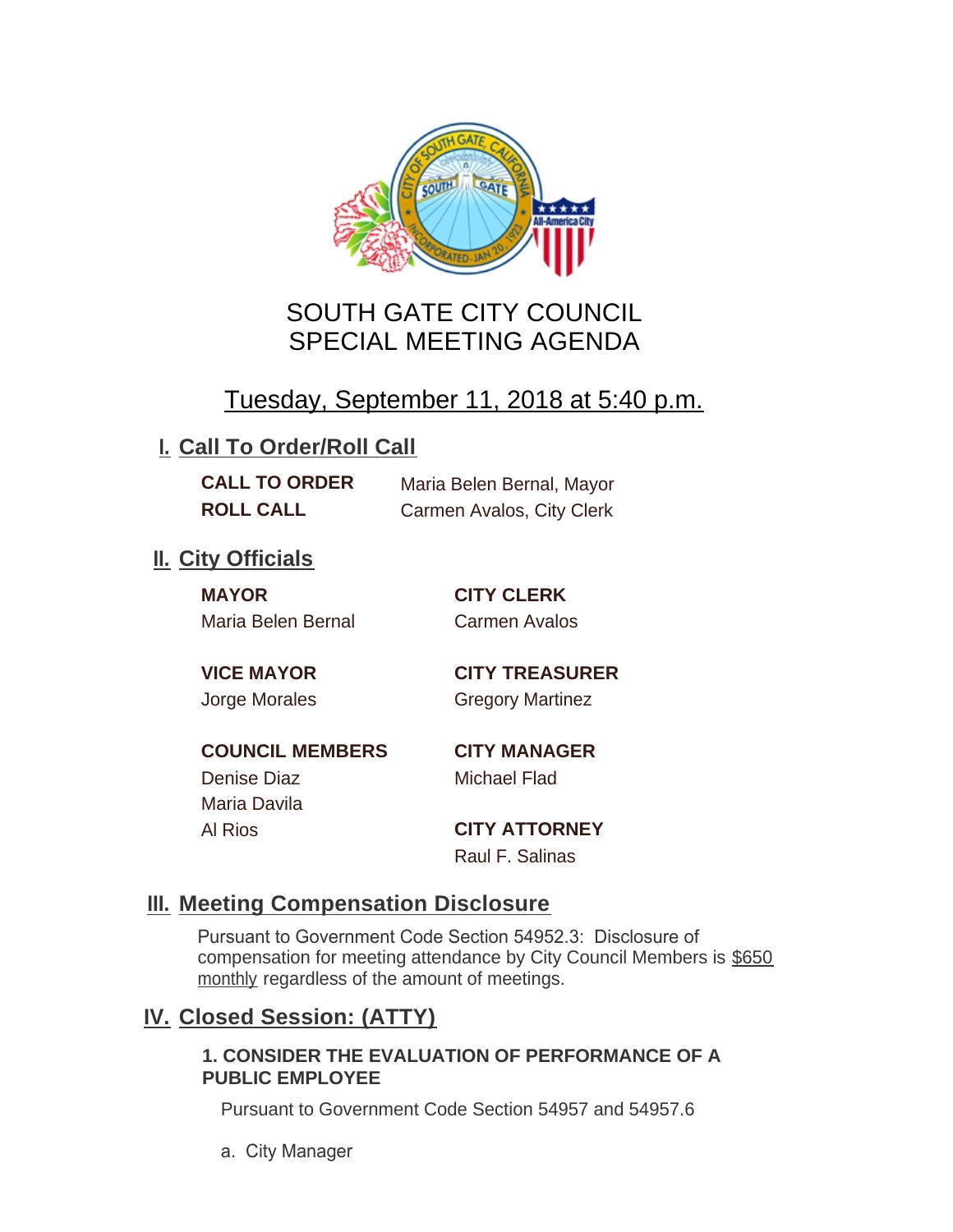# SOUTH GATE CITY COUNCIL
# SPECIAL MEETING AGENDA

Tuesday, September 11, 2018 at 5:40 p.m.

## I. Call To Order/Roll Call

**CALL TO ORDER** Maria Belen Bernal, Mayor

**ROLL CALL** Carmen Avalos, City Clerk

## II. City Officials

**MAYOR**
Maria Belen Bernal

**VICE MAYOR**
Jorge Morales

**COUNCIL MEMBERS**
Denise Diaz
Maria Davila
Al Rios

**CITY CLERK**
Carmen Avalos

**CITY TREASURER**
Gregory Martinez

**CITY MANAGER**
Michael Flad

**CITY ATTORNEY**
Raul F. Salinas

## III. Meeting Compensation Disclosure

Pursuant to Government Code Section 54952.3: Disclosure of compensation for meeting attendance by City Council Members is $650 monthly regardless of the amount of meetings.

## IV. Closed Session: (ATTY)

**1. CONSIDER THE EVALUATION OF PERFORMANCE OF A PUBLIC EMPLOYEE**

Pursuant to Government Code Section 54957 and 54957.6

a. City Manager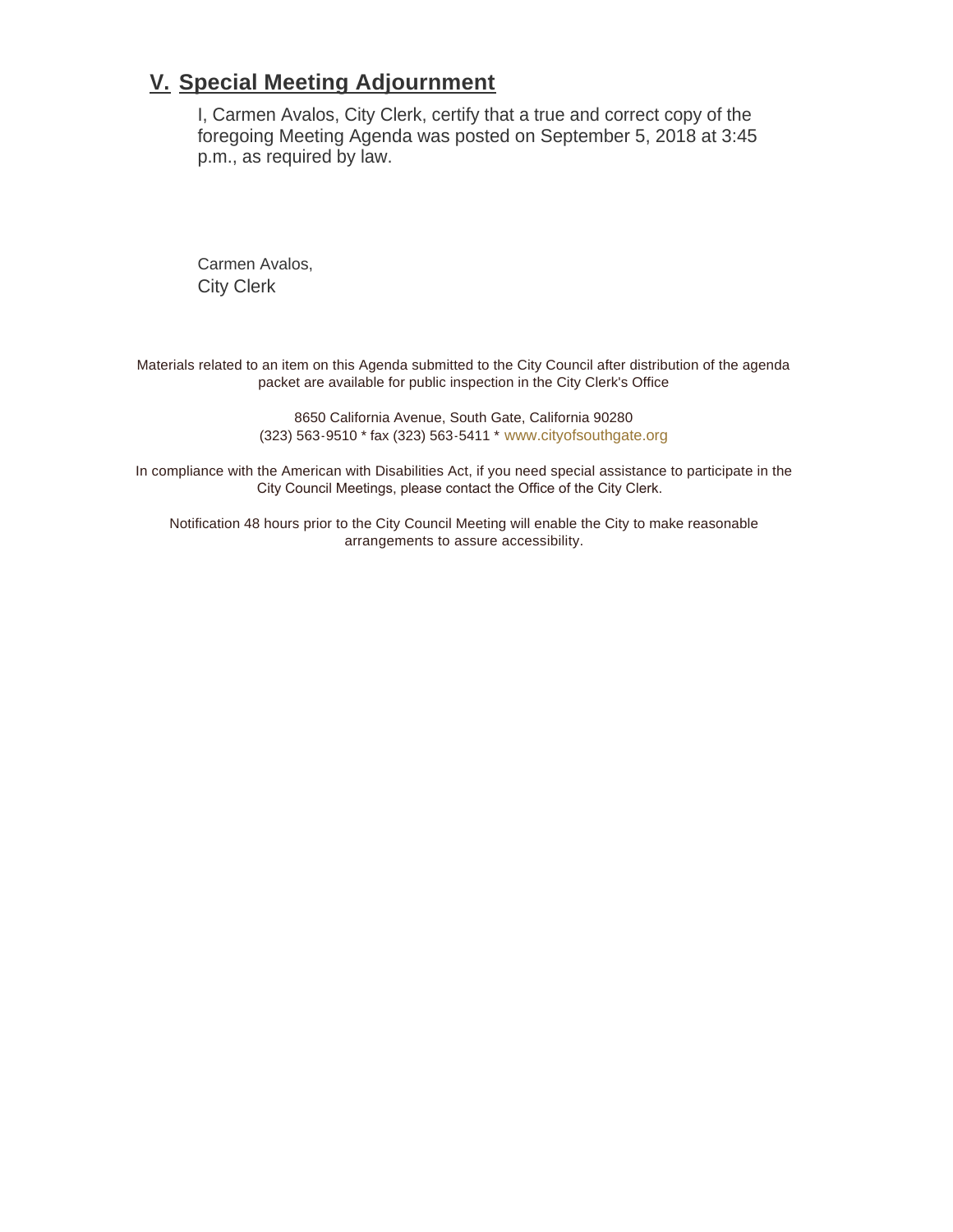## V. Special Meeting Adjournment

I, Carmen Avalos, City Clerk, certify that a true and correct copy of the foregoing Meeting Agenda was posted on September 5, 2018 at 3:45 p.m., as required by law.

Carmen Avalos,
City Clerk

Materials related to an item on this Agenda submitted to the City Council after distribution of the agenda packet are available for public inspection in the City Clerk's Office

8650 California Avenue, South Gate, California 90280
(323) 563-9510 * fax (323) 563-5411 * www.cityofsouthgate.org

In compliance with the American with Disabilities Act, if you need special assistance to participate in the City Council Meetings, please contact the Office of the City Clerk.

Notification 48 hours prior to the City Council Meeting will enable the City to make reasonable arrangements to assure accessibility.